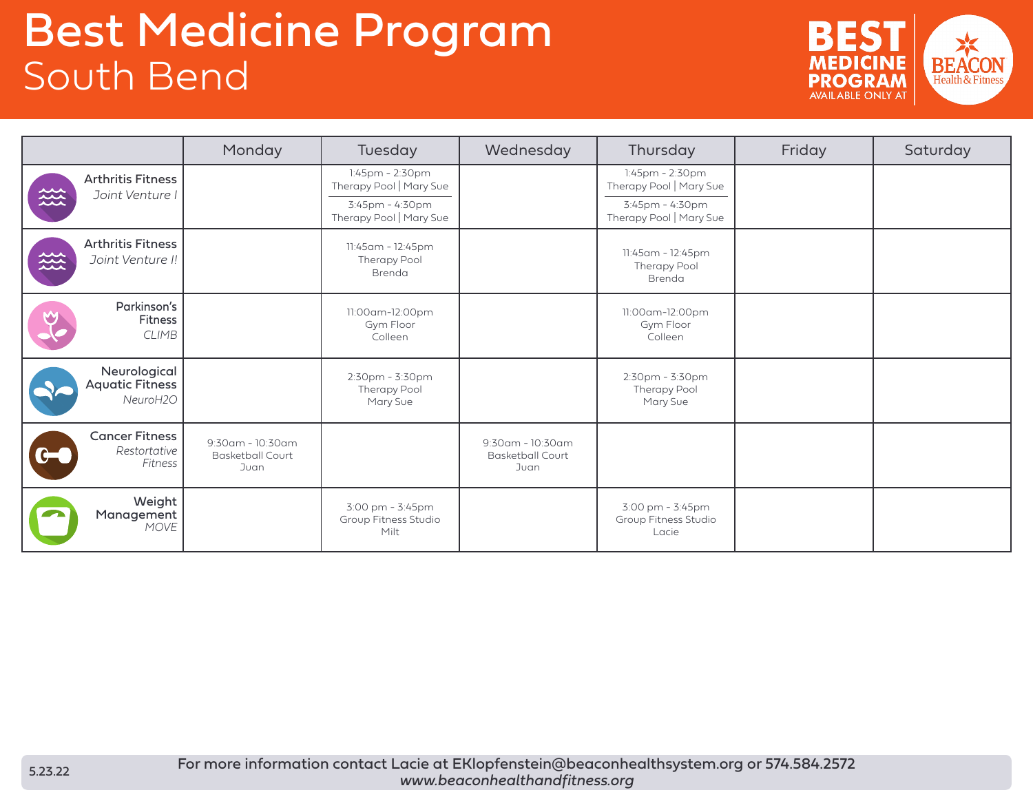# Best Medicine Program
## South Bend

BEST MEDICINE PROGRAM AVAILABLE ONLY AT BEACON Health & Fitness

| | Monday | Tuesday | Wednesday | Thursday | Friday | Saturday |
|---|---|---|---|---|---|---|
| **Arthritis Fitness** *Joint Venture I* | | 1:45pm - 2:30pm Therapy Pool \| Mary Sue<br>3:45pm - 4:30pm Therapy Pool \| Mary Sue | | 1:45pm - 2:30pm Therapy Pool \| Mary Sue<br>3:45pm - 4:30pm Therapy Pool \| Mary Sue | | |
| **Arthritis Fitness** *Joint Venture II* | | 11:45am - 12:45pm Therapy Pool Brenda | | 11:45am - 12:45pm Therapy Pool Brenda | | |
| **Parkinson's Fitness** *CLIMB* | | 11:00am-12:00pm Gym Floor Colleen | | 11:00am-12:00pm Gym Floor Colleen | | |
| **Neurological Aquatic Fitness** *NeuroH2O* | | 2:30pm - 3:30pm Therapy Pool Mary Sue | | 2:30pm - 3:30pm Therapy Pool Mary Sue | | |
| **Cancer Fitness** *Restortative Fitness* | 9:30am - 10:30am Basketball Court Juan | | 9:30am - 10:30am Basketball Court Juan | | | |
| **Weight Management** *MOVE* | | 3:00 pm - 3:45pm Group Fitness Studio Milt | | 3:00 pm - 3:45pm Group Fitness Studio Lacie | | |

5.23.22

**For more information contact Lacie at EKlopfenstein@beaconhealthsystem.org or 574.584.2572**
*www.beaconhealthandfitness.org*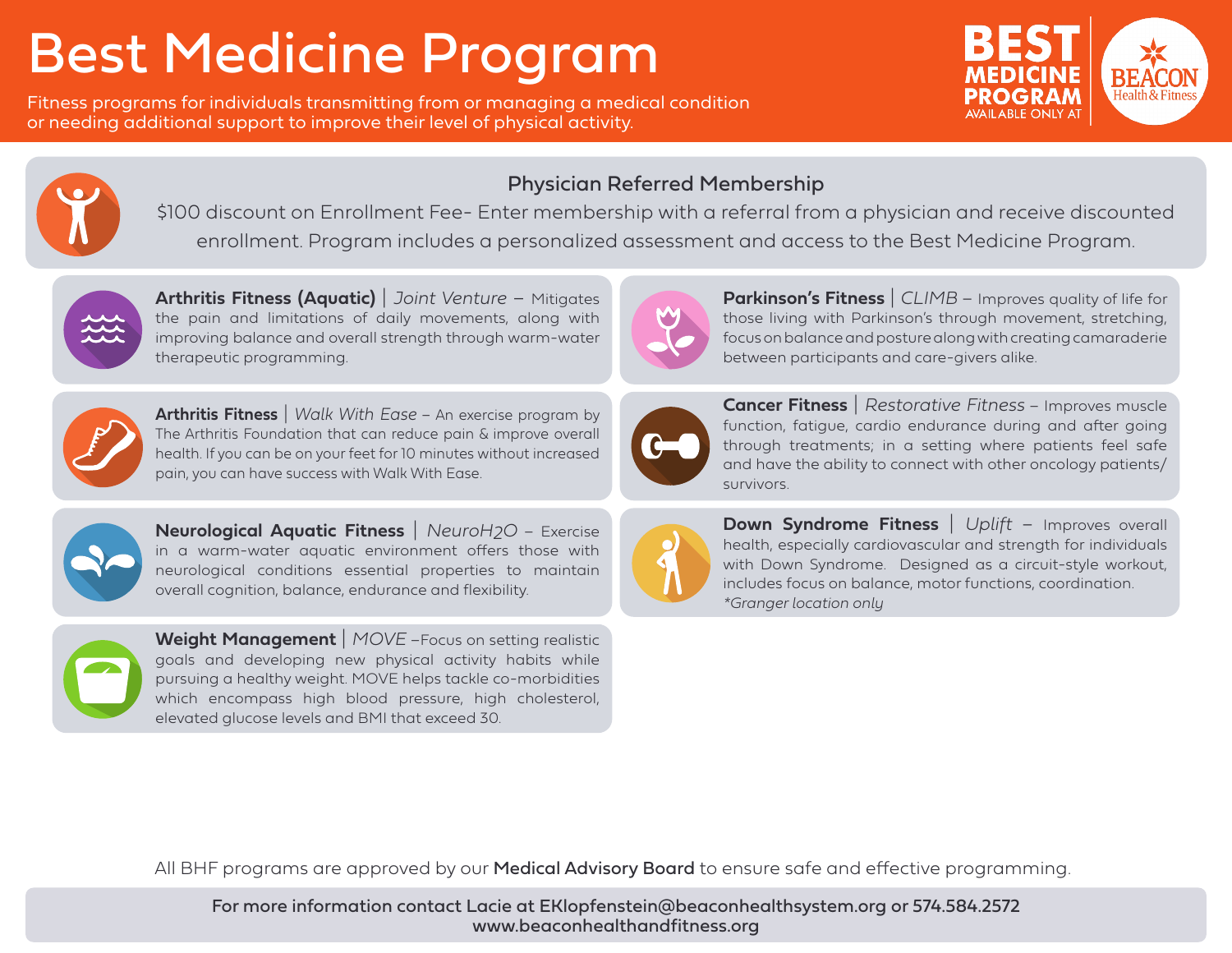# Best Medicine Program

Fitness programs for individuals transmitting from or managing a medical condition or needing additional support to improve their level of physical activity.

**BEST MEDICINE PROGRAM** AVAILABLE ONLY AT BEACON Health & Fitness

## Physician Referred Membership

$100 discount on Enrollment Fee- Enter membership with a referral from a physician and receive discounted enrollment. Program includes a personalized assessment and access to the Best Medicine Program.

**Arthritis Fitness (Aquatic)** | *Joint Venture* – Mitigates the pain and limitations of daily movements, along with improving balance and overall strength through warm-water therapeutic programming.

**Arthritis Fitness** | *Walk With Ease* – An exercise program by The Arthritis Foundation that can reduce pain & improve overall health. If you can be on your feet for 10 minutes without increased pain, you can have success with Walk With Ease.

**Neurological Aquatic Fitness** | *NeuroH2O* – Exercise in a warm-water aquatic environment offers those with neurological conditions essential properties to maintain overall cognition, balance, endurance and flexibility.

**Weight Management** | *MOVE* –Focus on setting realistic goals and developing new physical activity habits while pursuing a healthy weight. MOVE helps tackle co-morbidities which encompass high blood pressure, high cholesterol, elevated glucose levels and BMI that exceed 30.

**Parkinson's Fitness** | *CLIMB* – Improves quality of life for those living with Parkinson's through movement, stretching, focus on balance and posture along with creating camaraderie between participants and care-givers alike.

**Cancer Fitness** | *Restorative Fitness* – Improves muscle function, fatigue, cardio endurance during and after going through treatments; in a setting where patients feel safe and have the ability to connect with other oncology patients/ survivors.

**Down Syndrome Fitness** | *Uplift* – Improves overall health, especially cardiovascular and strength for individuals with Down Syndrome. Designed as a circuit-style workout, includes focus on balance, motor functions, coordination.
*\*Granger location only*

All BHF programs are approved by our **Medical Advisory Board** to ensure safe and effective programming.

**For more information contact Lacie at EKlopfenstein@beaconhealthsystem.org or 574.584.2572**
**www.beaconhealthandfitness.org**